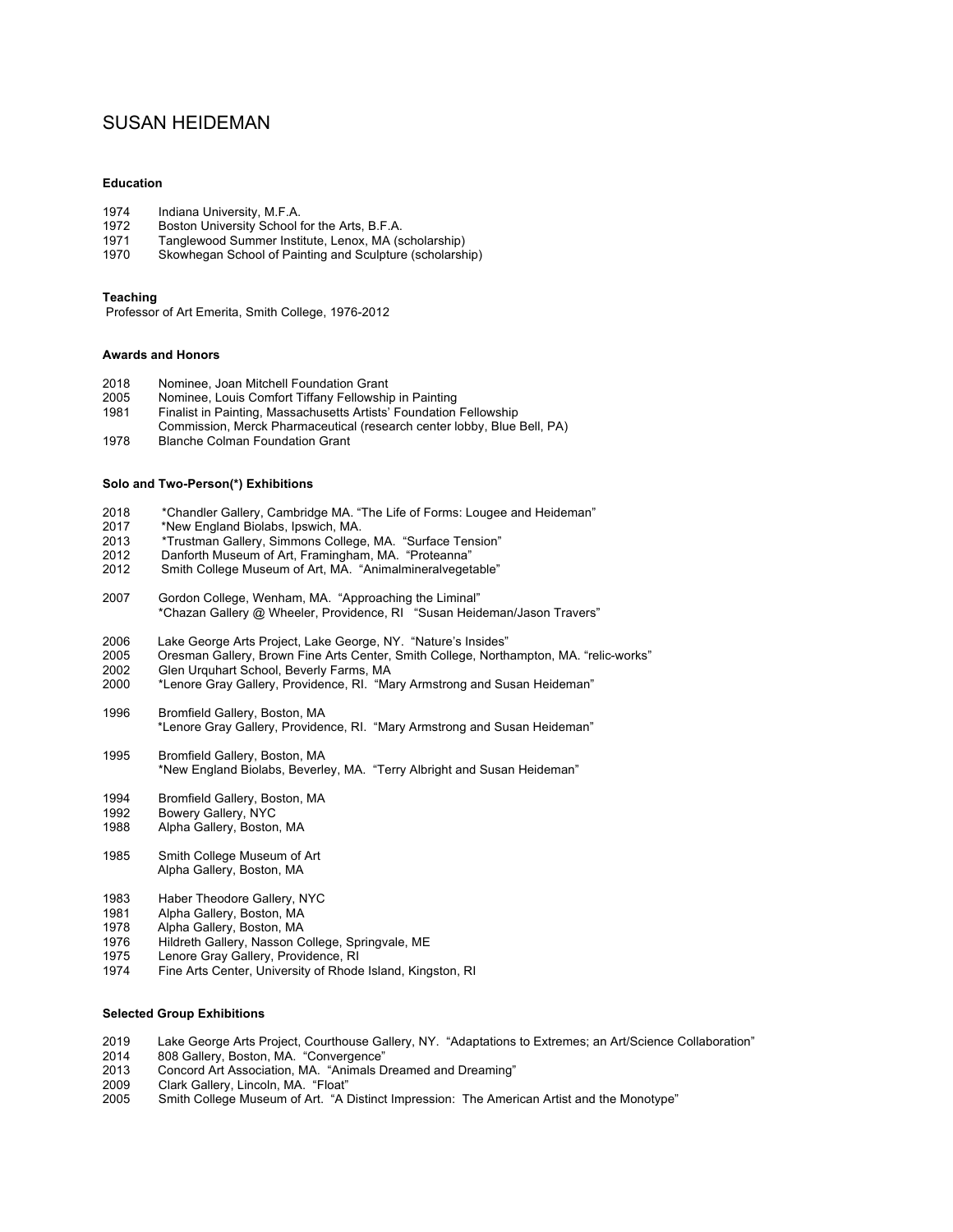# SUSAN HEIDEMAN

### Education

1974 Indiana University, M.F.A.
1972 Boston University School for the Arts, B.F.A.
1971 Tanglewood Summer Institute, Lenox, MA (scholarship)
1970 Skowhegan School of Painting and Sculpture (scholarship)

### Teaching

Professor of Art Emerita, Smith College, 1976-2012

### Awards and Honors

2018 Nominee, Joan Mitchell Foundation Grant
2005 Nominee, Louis Comfort Tiffany Fellowship in Painting
1981 Finalist in Painting, Massachusetts Artists' Foundation Fellowship
Commission, Merck Pharmaceutical (research center lobby, Blue Bell, PA)
1978 Blanche Colman Foundation Grant

### Solo and Two-Person(*) Exhibitions

2018 *Chandler Gallery, Cambridge MA. "The Life of Forms: Lougee and Heideman"
2017 *New England Biolabs, Ipswich, MA.
2013 *Trustman Gallery, Simmons College, MA. "Surface Tension"
2012 Danforth Museum of Art, Framingham, MA. "Proteanna"
2012 Smith College Museum of Art, MA. "Animalmineralvegetable"

2007 Gordon College, Wenham, MA. "Approaching the Liminal"
*Chazan Gallery @ Wheeler, Providence, RI "Susan Heideman/Jason Travers"

2006 Lake George Arts Project, Lake George, NY. "Nature's Insides"
2005 Oresman Gallery, Brown Fine Arts Center, Smith College, Northampton, MA. "relic-works"
2002 Glen Urquhart School, Beverly Farms, MA
2000 *Lenore Gray Gallery, Providence, RI. "Mary Armstrong and Susan Heideman"

1996 Bromfield Gallery, Boston, MA
*Lenore Gray Gallery, Providence, RI. "Mary Armstrong and Susan Heideman"

1995 Bromfield Gallery, Boston, MA
*New England Biolabs, Beverley, MA. "Terry Albright and Susan Heideman"

1994 Bromfield Gallery, Boston, MA
1992 Bowery Gallery, NYC
1988 Alpha Gallery, Boston, MA

1985 Smith College Museum of Art
Alpha Gallery, Boston, MA

1983 Haber Theodore Gallery, NYC
1981 Alpha Gallery, Boston, MA
1978 Alpha Gallery, Boston, MA
1976 Hildreth Gallery, Nasson College, Springvale, ME
1975 Lenore Gray Gallery, Providence, RI
1974 Fine Arts Center, University of Rhode Island, Kingston, RI

### Selected Group Exhibitions

2019 Lake George Arts Project, Courthouse Gallery, NY. "Adaptations to Extremes; an Art/Science Collaboration"
2014 808 Gallery, Boston, MA. "Convergence"
2013 Concord Art Association, MA. "Animals Dreamed and Dreaming"
2009 Clark Gallery, Lincoln, MA. "Float"
2005 Smith College Museum of Art. "A Distinct Impression: The American Artist and the Monotype"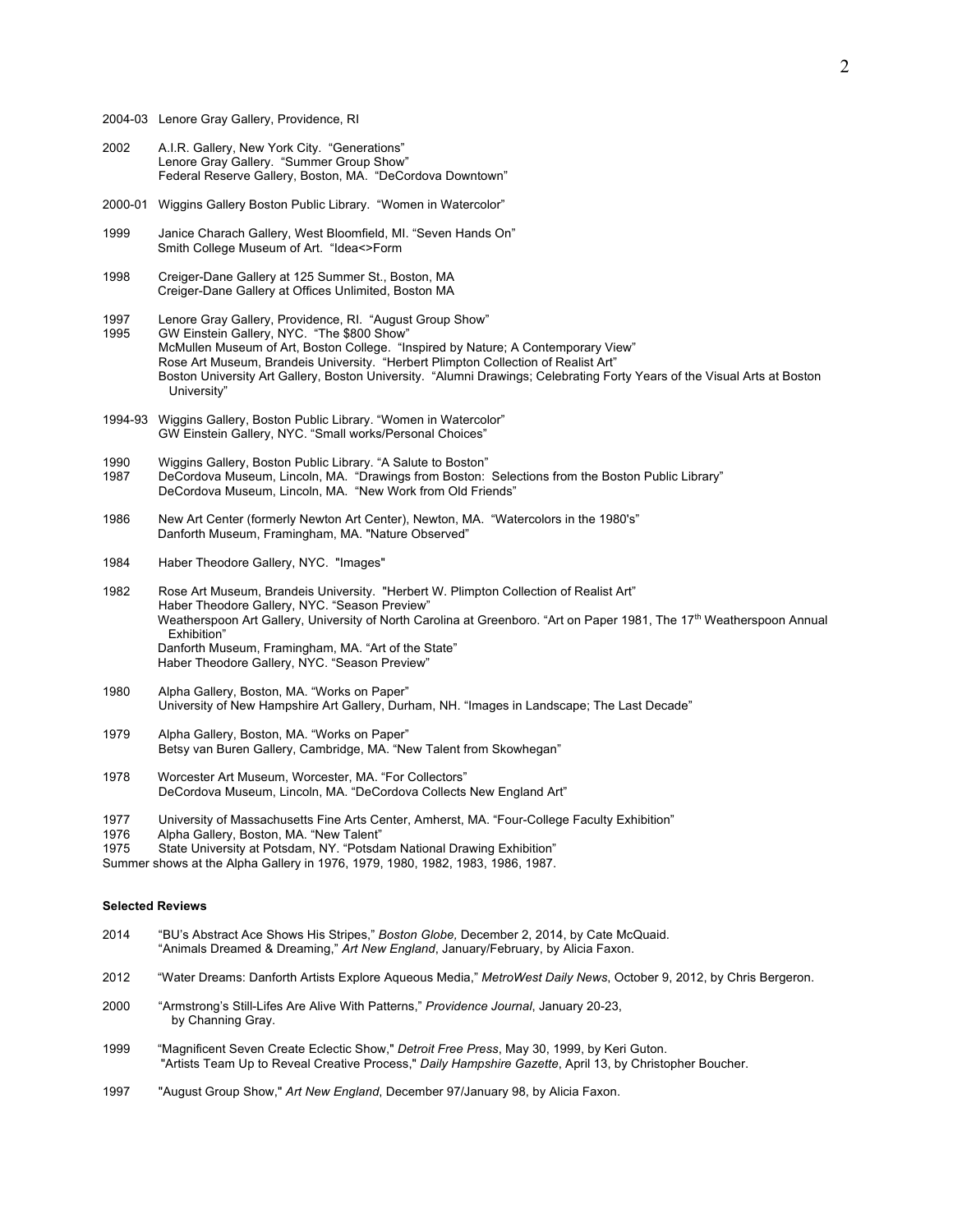2004-03 Lenore Gray Gallery, Providence, RI

2002 A.I.R. Gallery, New York City. "Generations"
Lenore Gray Gallery. "Summer Group Show"
Federal Reserve Gallery, Boston, MA. "DeCordova Downtown"

2000-01 Wiggins Gallery Boston Public Library. "Women in Watercolor"

1999 Janice Charach Gallery, West Bloomfield, MI. "Seven Hands On"
Smith College Museum of Art. "Idea<>Form

1998 Creiger-Dane Gallery at 125 Summer St., Boston, MA
Creiger-Dane Gallery at Offices Unlimited, Boston MA

1997 Lenore Gray Gallery, Providence, RI. "August Group Show"

1995 GW Einstein Gallery, NYC. "The $800 Show"
McMullen Museum of Art, Boston College. "Inspired by Nature; A Contemporary View"
Rose Art Museum, Brandeis University. "Herbert Plimpton Collection of Realist Art"
Boston University Art Gallery, Boston University. "Alumni Drawings; Celebrating Forty Years of the Visual Arts at Boston University"

1994-93 Wiggins Gallery, Boston Public Library. "Women in Watercolor"
GW Einstein Gallery, NYC. "Small works/Personal Choices"

1990 Wiggins Gallery, Boston Public Library. "A Salute to Boston"

1987 DeCordova Museum, Lincoln, MA. "Drawings from Boston: Selections from the Boston Public Library"
DeCordova Museum, Lincoln, MA. "New Work from Old Friends"

1986 New Art Center (formerly Newton Art Center), Newton, MA. "Watercolors in the 1980's"
Danforth Museum, Framingham, MA. "Nature Observed"

1984 Haber Theodore Gallery, NYC. "Images"

1982 Rose Art Museum, Brandeis University. "Herbert W. Plimpton Collection of Realist Art"
Haber Theodore Gallery, NYC. "Season Preview"
Weatherspoon Art Gallery, University of North Carolina at Greenboro. "Art on Paper 1981, The 17th Weatherspoon Annual Exhibition"
Danforth Museum, Framingham, MA. "Art of the State"
Haber Theodore Gallery, NYC. "Season Preview"

1980 Alpha Gallery, Boston, MA. "Works on Paper"
University of New Hampshire Art Gallery, Durham, NH. "Images in Landscape; The Last Decade"

1979 Alpha Gallery, Boston, MA. "Works on Paper"
Betsy van Buren Gallery, Cambridge, MA. "New Talent from Skowhegan"

1978 Worcester Art Museum, Worcester, MA. "For Collectors"
DeCordova Museum, Lincoln, MA. "DeCordova Collects New England Art"

1977 University of Massachusetts Fine Arts Center, Amherst, MA. "Four-College Faculty Exhibition"

1976 Alpha Gallery, Boston, MA. "New Talent"

1975 State University at Potsdam, NY. "Potsdam National Drawing Exhibition"

Summer shows at the Alpha Gallery in 1976, 1979, 1980, 1982, 1983, 1986, 1987.

**Selected Reviews**

2014 "BU's Abstract Ace Shows His Stripes," *Boston Globe,* December 2, 2014, by Cate McQuaid.
"Animals Dreamed & Dreaming," *Art New England*, January/February, by Alicia Faxon.

2012 "Water Dreams: Danforth Artists Explore Aqueous Media," *MetroWest Daily News*, October 9, 2012, by Chris Bergeron.

2000 "Armstrong's Still-Lifes Are Alive With Patterns," *Providence Journal*, January 20-23, by Channing Gray.

1999 "Magnificent Seven Create Eclectic Show," *Detroit Free Press*, May 30, 1999, by Keri Guton.
"Artists Team Up to Reveal Creative Process," *Daily Hampshire Gazette*, April 13, by Christopher Boucher.

1997 "August Group Show," *Art New England*, December 97/January 98, by Alicia Faxon.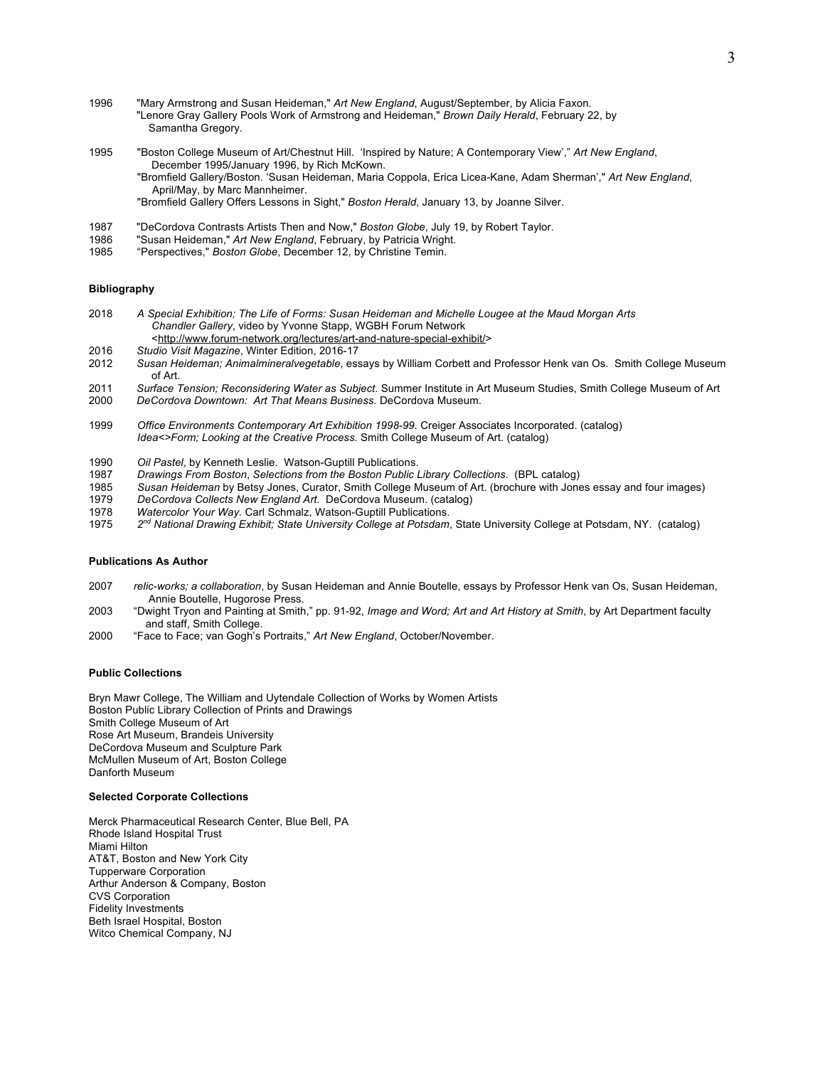1996 "Mary Armstrong and Susan Heideman," *Art New England*, August/September, by Alicia Faxon.
"Lenore Gray Gallery Pools Work of Armstrong and Heideman," *Brown Daily Herald*, February 22, by Samantha Gregory.

1995 "Boston College Museum of Art/Chestnut Hill. 'Inspired by Nature; A Contemporary View'," *Art New England*, December 1995/January 1996, by Rich McKown.
"Bromfield Gallery/Boston. 'Susan Heideman, Maria Coppola, Erica Licea-Kane, Adam Sherman'," *Art New England*, April/May, by Marc Mannheimer.
"Bromfield Gallery Offers Lessons in Sight," *Boston Herald*, January 13, by Joanne Silver.

1987 "DeCordova Contrasts Artists Then and Now," *Boston Globe*, July 19, by Robert Taylor.
1986 "Susan Heideman," *Art New England*, February, by Patricia Wright.
1985 "Perspectives," *Boston Globe*, December 12, by Christine Temin.

### Bibliography

2018 *A Special Exhibition; The Life of Forms: Susan Heideman and Michelle Lougee at the Maud Morgan Arts Chandler Gallery*, video by Yvonne Stapp, WGBH Forum Network <http://www.forum-network.org/lectures/art-and-nature-special-exhibit/>
2016 *Studio Visit Magazine*, Winter Edition, 2016-17
2012 *Susan Heideman; Animalmineralvegetable*, essays by William Corbett and Professor Henk van Os. Smith College Museum of Art.
2011 *Surface Tension; Reconsidering Water as Subject*. Summer Institute in Art Museum Studies, Smith College Museum of Art
2000 *DeCordova Downtown: Art That Means Business.* DeCordova Museum.

1999 *Office Environments Contemporary Art Exhibition 1998-99.* Creiger Associates Incorporated. (catalog)
*Idea<>Form; Looking at the Creative Process.* Smith College Museum of Art. (catalog)

1990 *Oil Pastel*, by Kenneth Leslie. Watson-Guptill Publications.
1987 *Drawings From Boston*, *Selections from the Boston Public Library Collections.* (BPL catalog)
1985 *Susan Heideman* by Betsy Jones, Curator, Smith College Museum of Art. (brochure with Jones essay and four images)
1979 *DeCordova Collects New England Art.* DeCordova Museum. (catalog)
1978 *Watercolor Your Way.* Carl Schmalz, Watson-Guptill Publications.
1975 *2nd National Drawing Exhibit; State University College at Potsdam*, State University College at Potsdam, NY. (catalog)

### Publications As Author

2007 *relic-works; a collaboration*, by Susan Heideman and Annie Boutelle, essays by Professor Henk van Os, Susan Heideman, Annie Boutelle, Hugorose Press.
2003 "Dwight Tryon and Painting at Smith," pp. 91-92, *Image and Word; Art and Art History at Smith*, by Art Department faculty and staff, Smith College.
2000 "Face to Face; van Gogh's Portraits," *Art New England*, October/November.

### Public Collections

Bryn Mawr College, The William and Uytendale Collection of Works by Women Artists
Boston Public Library Collection of Prints and Drawings
Smith College Museum of Art
Rose Art Museum, Brandeis University
DeCordova Museum and Sculpture Park
McMullen Museum of Art, Boston College
Danforth Museum

### Selected Corporate Collections

Merck Pharmaceutical Research Center, Blue Bell, PA
Rhode Island Hospital Trust
Miami Hilton
AT&T, Boston and New York City
Tupperware Corporation
Arthur Anderson & Company, Boston
CVS Corporation
Fidelity Investments
Beth Israel Hospital, Boston
Witco Chemical Company, NJ